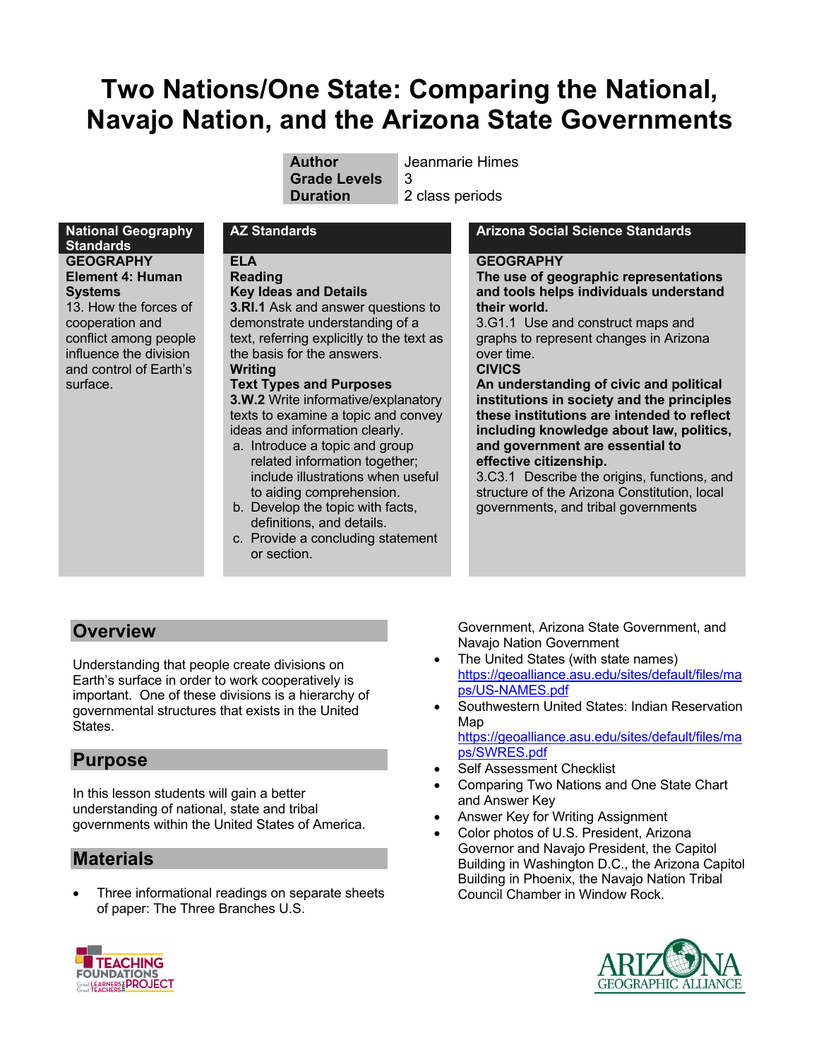# Two Nations/One State: Comparing the National, Navajo Nation, and the Arizona State Governments

| | |
|---|---|
| **Author** | Jeanmarie Himes |
| **Grade Levels** | 3 |
| **Duration** | 2 class periods |

| National Geography Standards | AZ Standards | Arizona Social Science Standards |
|---|---|---|
| **GEOGRAPHY**<br>**Element 4: Human Systems**<br>13. How the forces of cooperation and conflict among people influence the division and control of Earth's surface. | **ELA**<br>**Reading**<br>**Key Ideas and Details**<br>**3.RI.1** Ask and answer questions to demonstrate understanding of a text, referring explicitly to the text as the basis for the answers.<br>**Writing**<br>**Text Types and Purposes**<br>**3.W.2** Write informative/explanatory texts to examine a topic and convey ideas and information clearly.<br>a. Introduce a topic and group related information together; include illustrations when useful to aiding comprehension.<br>b. Develop the topic with facts, definitions, and details.<br>c. Provide a concluding statement or section. | **GEOGRAPHY**<br>**The use of geographic representations and tools helps individuals understand their world.**<br>3.G1.1 Use and construct maps and graphs to represent changes in Arizona over time.<br>**CIVICS**<br>**An understanding of civic and political institutions in society and the principles these institutions are intended to reflect including knowledge about law, politics, and government are essential to effective citizenship.**<br>3.C3.1 Describe the origins, functions, and structure of the Arizona Constitution, local governments, and tribal governments |

## Overview

Understanding that people create divisions on Earth's surface in order to work cooperatively is important. One of these divisions is a hierarchy of governmental structures that exists in the United States.

## Purpose

In this lesson students will gain a better understanding of national, state and tribal governments within the United States of America.

## Materials

- Three informational readings on separate sheets of paper: The Three Branches U.S. Government, Arizona State Government, and Navajo Nation Government
- The United States (with state names) https://geoalliance.asu.edu/sites/default/files/maps/US-NAMES.pdf
- Southwestern United States: Indian Reservation Map https://geoalliance.asu.edu/sites/default/files/maps/SWRES.pdf
- Self Assessment Checklist
- Comparing Two Nations and One State Chart and Answer Key
- Answer Key for Writing Assignment
- Color photos of U.S. President, Arizona Governor and Navajo President, the Capitol Building in Washington D.C., the Arizona Capitol Building in Phoenix, the Navajo Nation Tribal Council Chamber in Window Rock.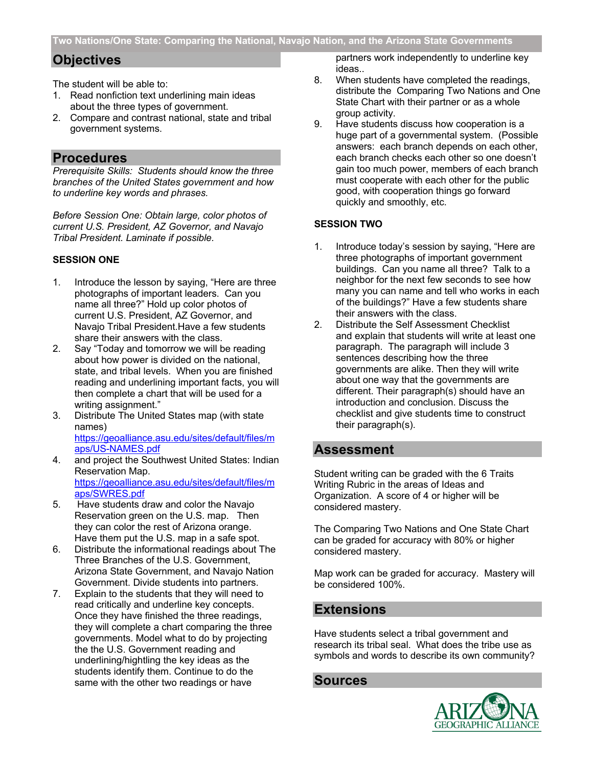## Objectives

The student will be able to:

1. Read nonfiction text underlining main ideas about the three types of government.
2. Compare and contrast national, state and tribal government systems.

## Procedures

*Prerequisite Skills: Students should know the three branches of the United States government and how to underline key words and phrases.*

*Before Session One: Obtain large, color photos of current U.S. President, AZ Governor, and Navajo Tribal President. Laminate if possible.*

### SESSION ONE

1. Introduce the lesson by saying, "Here are three photographs of important leaders. Can you name all three?" Hold up color photos of current U.S. President, AZ Governor, and Navajo Tribal President.Have a few students share their answers with the class.
2. Say "Today and tomorrow we will be reading about how power is divided on the national, state, and tribal levels. When you are finished reading and underlining important facts, you will then complete a chart that will be used for a writing assignment."
3. Distribute The United States map (with state names) https://geoalliance.asu.edu/sites/default/files/maps/US-NAMES.pdf
4. and project the Southwest United States: Indian Reservation Map. https://geoalliance.asu.edu/sites/default/files/maps/SWRES.pdf
5. Have students draw and color the Navajo Reservation green on the U.S. map. Then they can color the rest of Arizona orange. Have them put the U.S. map in a safe spot.
6. Distribute the informational readings about The Three Branches of the U.S. Government, Arizona State Government, and Navajo Nation Government. Divide students into partners.
7. Explain to the students that they will need to read critically and underline key concepts. Once they have finished the three readings, they will complete a chart comparing the three governments. Model what to do by projecting the the U.S. Government reading and underlining/hightling the key ideas as the students identify them. Continue to do the same with the other two readings or have partners work independently to underline key ideas..
8. When students have completed the readings, distribute the Comparing Two Nations and One State Chart with their partner or as a whole group activity.
9. Have students discuss how cooperation is a huge part of a governmental system. (Possible answers: each branch depends on each other, each branch checks each other so one doesn't gain too much power, members of each branch must cooperate with each other for the public good, with cooperation things go forward quickly and smoothly, etc.

### SESSION TWO

1. Introduce today's session by saying, "Here are three photographs of important government buildings. Can you name all three? Talk to a neighbor for the next few seconds to see how many you can name and tell who works in each of the buildings?" Have a few students share their answers with the class.
2. Distribute the Self Assessment Checklist and explain that students will write at least one paragraph. The paragraph will include 3 sentences describing how the three governments are alike. Then they will write about one way that the governments are different. Their paragraph(s) should have an introduction and conclusion. Discuss the checklist and give students time to construct their paragraph(s).

## Assessment

Student writing can be graded with the 6 Traits Writing Rubric in the areas of Ideas and Organization. A score of 4 or higher will be considered mastery.

The Comparing Two Nations and One State Chart can be graded for accuracy with 80% or higher considered mastery.

Map work can be graded for accuracy. Mastery will be considered 100%.

## Extensions

Have students select a tribal government and research its tribal seal. What does the tribe use as symbols and words to describe its own community?

## Sources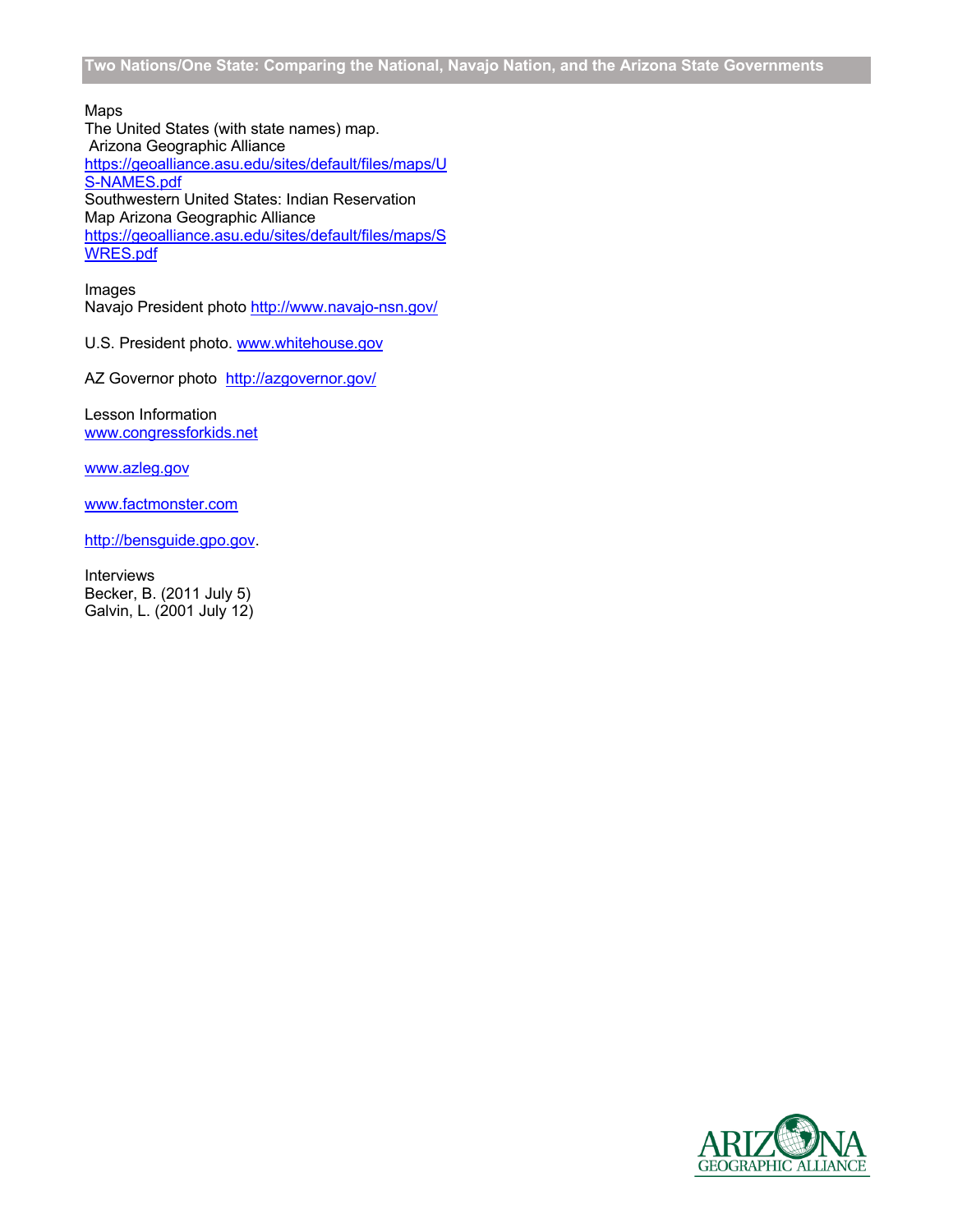Maps

The United States (with state names) map.
Arizona Geographic Alliance
https://geoalliance.asu.edu/sites/default/files/maps/US-NAMES.pdf

Southwestern United States: Indian Reservation Map Arizona Geographic Alliance
https://geoalliance.asu.edu/sites/default/files/maps/SWRES.pdf

Images

Navajo President photo http://www.navajo-nsn.gov/

U.S. President photo. www.whitehouse.gov

AZ Governor photo http://azgovernor.gov/

Lesson Information

www.congressforkids.net

www.azleg.gov

www.factmonster.com

http://bensguide.gpo.gov.

Interviews

Becker, B. (2011 July 5)
Galvin, L. (2001 July 12)